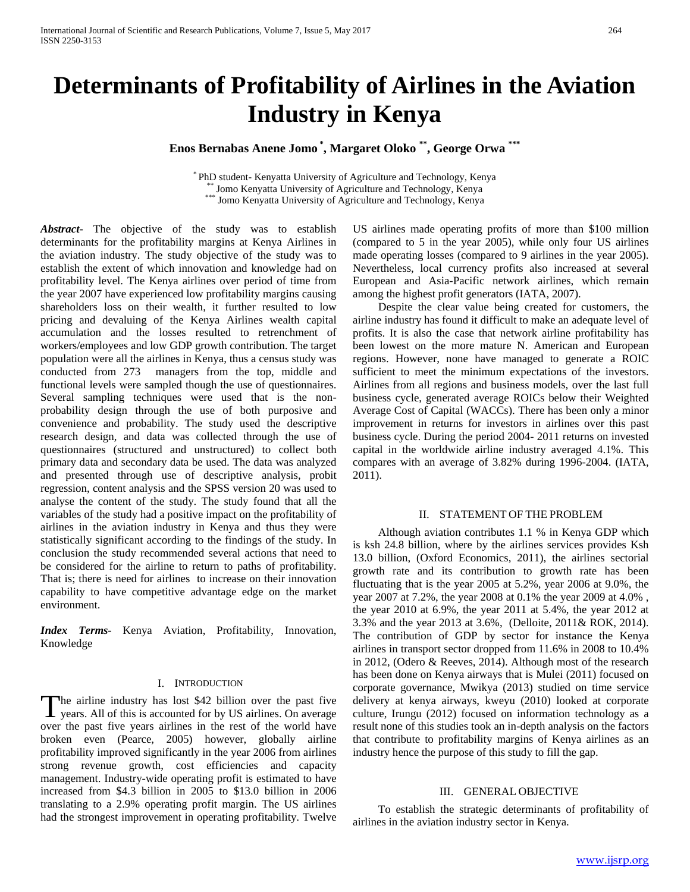# Determinants of Profitability of Airlines in the Aviation Industry in Kenya

**Enos Bernabas Anene Jomo [*], Margaret Oloko [**], George Orwa [***]**

[*] PhD student- Kenyatta University of Agriculture and Technology, Kenya
[**] Jomo Kenyatta University of Agriculture and Technology, Kenya
[***] Jomo Kenyatta University of Agriculture and Technology, Kenya

***Abstract***- The objective of the study was to establish determinants for the profitability margins at Kenya Airlines in the aviation industry. The study objective of the study was to establish the extent of which innovation and knowledge had on profitability level. The Kenya airlines over period of time from the year 2007 have experienced low profitability margins causing shareholders loss on their wealth, it further resulted to low pricing and devaluing of the Kenya Airlines wealth capital accumulation and the losses resulted to retrenchment of workers/employees and low GDP growth contribution. The target population were all the airlines in Kenya, thus a census study was conducted from 273 managers from the top, middle and functional levels were sampled though the use of questionnaires. Several sampling techniques were used that is the non-probability design through the use of both purposive and convenience and probability. The study used the descriptive research design, and data was collected through the use of questionnaires (structured and unstructured) to collect both primary data and secondary data be used. The data was analyzed and presented through use of descriptive analysis, probit regression, content analysis and the SPSS version 20 was used to analyse the content of the study. The study found that all the variables of the study had a positive impact on the profitability of airlines in the aviation industry in Kenya and thus they were statistically significant according to the findings of the study. In conclusion the study recommended several actions that need to be considered for the airline to return to paths of profitability. That is; there is need for airlines to increase on their innovation capability to have competitive advantage edge on the market environment.

***Index Terms***- Kenya Aviation, Profitability, Innovation, Knowledge

## I. Introduction

The airline industry has lost $42 billion over the past five years. All of this is accounted for by US airlines. On average over the past five years airlines in the rest of the world have broken even (Pearce, 2005) however, globally airline profitability improved significantly in the year 2006 from airlines strong revenue growth, cost efficiencies and capacity management. Industry-wide operating profit is estimated to have increased from $4.3 billion in 2005 to $13.0 billion in 2006 translating to a 2.9% operating profit margin. The US airlines had the strongest improvement in operating profitability. Twelve US airlines made operating profits of more than $100 million (compared to 5 in the year 2005), while only four US airlines made operating losses (compared to 9 airlines in the year 2005). Nevertheless, local currency profits also increased at several European and Asia-Pacific network airlines, which remain among the highest profit generators (IATA, 2007).

Despite the clear value being created for customers, the airline industry has found it difficult to make an adequate level of profits. It is also the case that network airline profitability has been lowest on the more mature N. American and European regions. However, none have managed to generate a ROIC sufficient to meet the minimum expectations of the investors. Airlines from all regions and business models, over the last full business cycle, generated average ROICs below their Weighted Average Cost of Capital (WACCs). There has been only a minor improvement in returns for investors in airlines over this past business cycle. During the period 2004- 2011 returns on invested capital in the worldwide airline industry averaged 4.1%. This compares with an average of 3.82% during 1996-2004. (IATA, 2011).

## II. Statement of the Problem

Although aviation contributes 1.1 % in Kenya GDP which is ksh 24.8 billion, where by the airlines services provides Ksh 13.0 billion, (Oxford Economics, 2011), the airlines sectorial growth rate and its contribution to growth rate has been fluctuating that is the year 2005 at 5.2%, year 2006 at 9.0%, the year 2007 at 7.2%, the year 2008 at 0.1% the year 2009 at 4.0% , the year 2010 at 6.9%, the year 2011 at 5.4%, the year 2012 at 3.3% and the year 2013 at 3.6%, (Delloite, 2011& ROK, 2014). The contribution of GDP by sector for instance the Kenya airlines in transport sector dropped from 11.6% in 2008 to 10.4% in 2012, (Odero & Reeves, 2014). Although most of the research has been done on Kenya airways that is Mulei (2011) focused on corporate governance, Mwikya (2013) studied on time service delivery at kenya airways, kweyu (2010) looked at corporate culture, Irungu (2012) focused on information technology as a result none of this studies took an in-depth analysis on the factors that contribute to profitability margins of Kenya airlines as an industry hence the purpose of this study to fill the gap.

## III. General Objective

To establish the strategic determinants of profitability of airlines in the aviation industry sector in Kenya.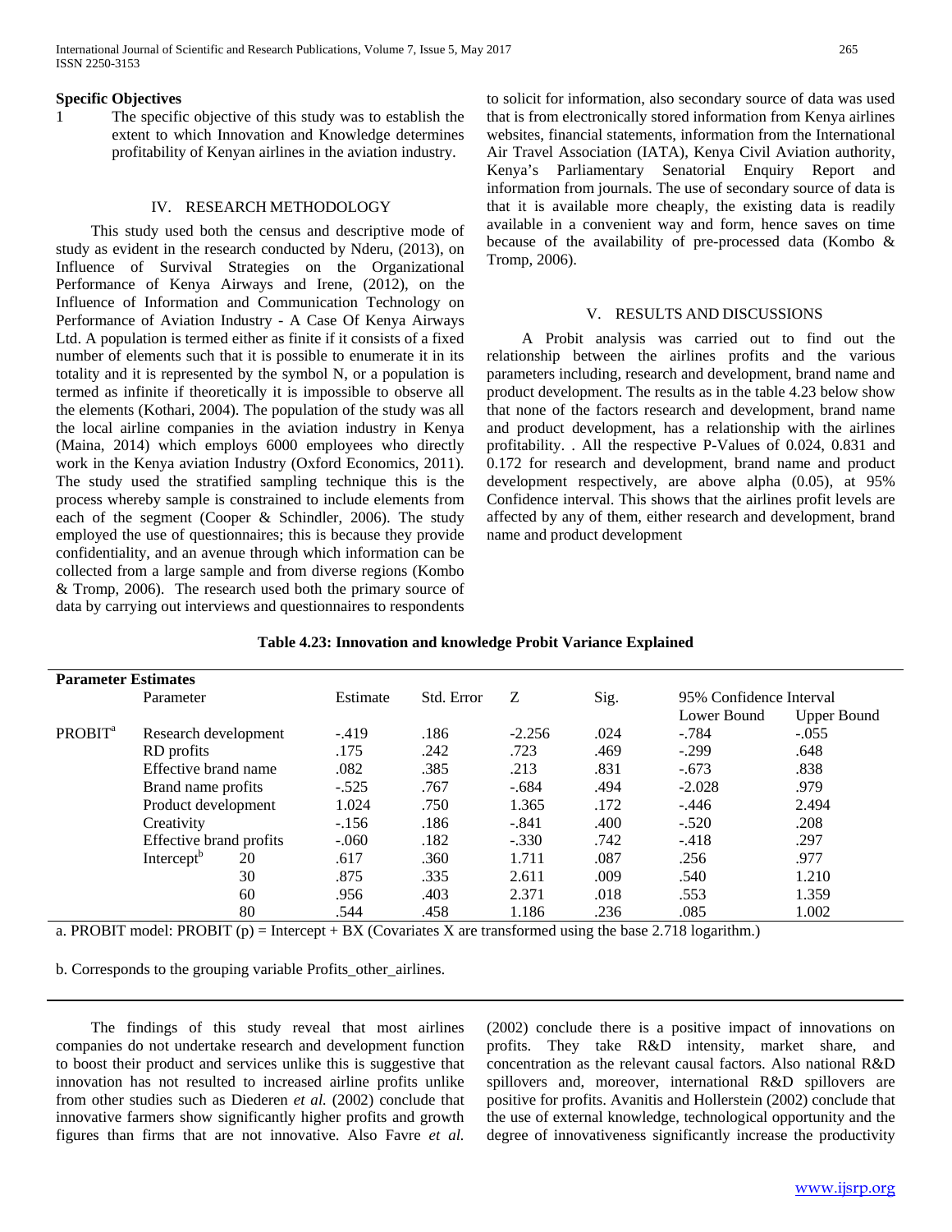**Specific Objectives**

1 The specific objective of this study was to establish the extent to which Innovation and Knowledge determines profitability of Kenyan airlines in the aviation industry.

## IV. RESEARCH METHODOLOGY

This study used both the census and descriptive mode of study as evident in the research conducted by Nderu, (2013), on Influence of Survival Strategies on the Organizational Performance of Kenya Airways and Irene, (2012), on the Influence of Information and Communication Technology on Performance of Aviation Industry - A Case Of Kenya Airways Ltd. A population is termed either as finite if it consists of a fixed number of elements such that it is possible to enumerate it in its totality and it is represented by the symbol N, or a population is termed as infinite if theoretically it is impossible to observe all the elements (Kothari, 2004). The population of the study was all the local airline companies in the aviation industry in Kenya (Maina, 2014) which employs 6000 employees who directly work in the Kenya aviation Industry (Oxford Economics, 2011). The study used the stratified sampling technique this is the process whereby sample is constrained to include elements from each of the segment (Cooper & Schindler, 2006). The study employed the use of questionnaires; this is because they provide confidentiality, and an avenue through which information can be collected from a large sample and from diverse regions (Kombo & Tromp, 2006). The research used both the primary source of data by carrying out interviews and questionnaires to respondents to solicit for information, also secondary source of data was used that is from electronically stored information from Kenya airlines websites, financial statements, information from the International Air Travel Association (IATA), Kenya Civil Aviation authority, Kenya's Parliamentary Senatorial Enquiry Report and information from journals. The use of secondary source of data is that it is available more cheaply, the existing data is readily available in a convenient way and form, hence saves on time because of the availability of pre-processed data (Kombo & Tromp, 2006).

## V. RESULTS AND DISCUSSIONS

A Probit analysis was carried out to find out the relationship between the airlines profits and the various parameters including, research and development, brand name and product development. The results as in the table 4.23 below show that none of the factors research and development, brand name and product development, has a relationship with the airlines profitability. . All the respective P-Values of 0.024, 0.831 and 0.172 for research and development, brand name and product development respectively, are above alpha (0.05), at 95% Confidence interval. This shows that the airlines profit levels are affected by any of them, either research and development, brand name and product development

**Table 4.23: Innovation and knowledge Probit Variance Explained**

| Parameter Estimates | | | | | | | | |
|---|---|---|---|---|---|---|---|---|
| | Parameter | | Estimate | Std. Error | Z | Sig. | 95% Confidence Interval | |
| | | | | | | | Lower Bound | Upper Bound |
| PROBIT[a] | Research development | | -.419 | .186 | -2.256 | .024 | -.784 | -.055 |
| | RD profits | | .175 | .242 | .723 | .469 | -.299 | .648 |
| | Effective brand name | | .082 | .385 | .213 | .831 | -.673 | .838 |
| | Brand name profits | | -.525 | .767 | -.684 | .494 | -2.028 | .979 |
| | Product development | | 1.024 | .750 | 1.365 | .172 | -.446 | 2.494 |
| | Creativity | | -.156 | .186 | -.841 | .400 | -.520 | .208 |
| | Effective brand profits | | -.060 | .182 | -.330 | .742 | -.418 | .297 |
| | Intercept[b] | 20 | .617 | .360 | 1.711 | .087 | .256 | .977 |
| | | 30 | .875 | .335 | 2.611 | .009 | .540 | 1.210 |
| | | 60 | .956 | .403 | 2.371 | .018 | .553 | 1.359 |
| | | 80 | .544 | .458 | 1.186 | .236 | .085 | 1.002 |

a. PROBIT model: PROBIT (p) = Intercept + BX (Covariates X are transformed using the base 2.718 logarithm.)

b. Corresponds to the grouping variable Profits_other_airlines.

The findings of this study reveal that most airlines companies do not undertake research and development function to boost their product and services unlike this is suggestive that innovation has not resulted to increased airline profits unlike from other studies such as Diederen *et al.* (2002) conclude that innovative farmers show significantly higher profits and growth figures than firms that are not innovative. Also Favre *et al.* (2002) conclude there is a positive impact of innovations on profits. They take R&D intensity, market share, and concentration as the relevant causal factors. Also national R&D spillovers and, moreover, international R&D spillovers are positive for profits. Avanitis and Hollerstein (2002) conclude that the use of external knowledge, technological opportunity and the degree of innovativeness significantly increase the productivity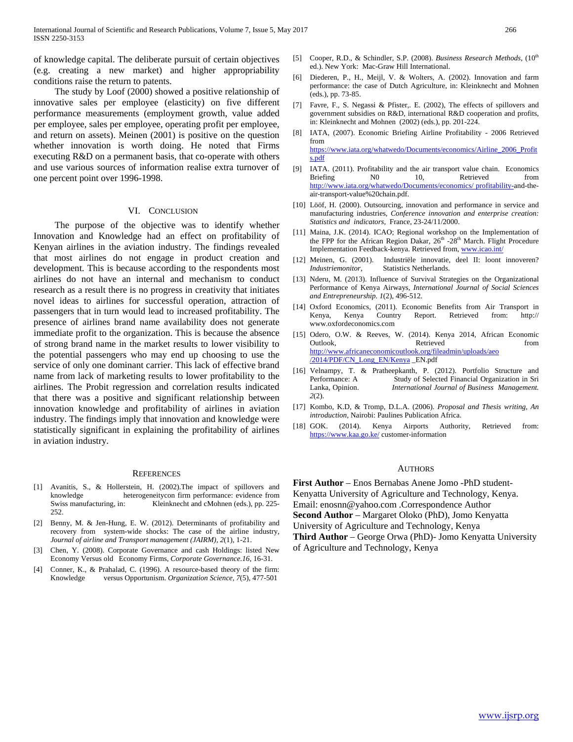of knowledge capital. The deliberate pursuit of certain objectives (e.g. creating a new market) and higher appropriability conditions raise the return to patents.

The study by Loof (2000) showed a positive relationship of innovative sales per employee (elasticity) on five different performance measurements (employment growth, value added per employee, sales per employee, operating profit per employee, and return on assets). Meinen (2001) is positive on the question whether innovation is worth doing. He noted that Firms executing R&D on a permanent basis, that co-operate with others and use various sources of information realise extra turnover of one percent point over 1996-1998.

## VI. Conclusion

The purpose of the objective was to identify whether Innovation and Knowledge had an effect on profitability of Kenyan airlines in the aviation industry. The findings revealed that most airlines do not engage in product creation and development. This is because according to the respondents most airlines do not have an internal and mechanism to conduct research as a result there is no progress in creativity that initiates novel ideas to airlines for successful operation, attraction of passengers that in turn would lead to increased profitability. The presence of airlines brand name availability does not generate immediate profit to the organization. This is because the absence of strong brand name in the market results to lower visibility to the potential passengers who may end up choosing to use the service of only one dominant carrier. This lack of effective brand name from lack of marketing results to lower profitability to the airlines. The Probit regression and correlation results indicated that there was a positive and significant relationship between innovation knowledge and profitability of airlines in aviation industry. The findings imply that innovation and knowledge were statistically significant in explaining the profitability of airlines in aviation industry.

## References

[1] Avanitis, S., & Hollerstein, H. (2002).The impact of spillovers and knowledge heterogeneitycon firm performance: evidence from Swiss manufacturing, in: Kleinknecht and cMohnen (eds.), pp. 225-252.

[2] Benny, M. & Jen-Hung, E. W. (2012). Determinants of profitability and recovery from system-wide shocks: The case of the airline industry, *Journal of airline and Transport management (JAIRM), 2*(1), 1-21.

[3] Chen, Y. (2008). Corporate Governance and cash Holdings: listed New Economy Versus old Economy Firms, *Corporate Governance.16*, 16-31.

[4] Conner, K., & Prahalad, C. (1996). A resource-based theory of the firm: Knowledge versus Opportunism. *Organization Science, 7*(5), 477-501

[5] Cooper, R.D., & Schindler, S.P. (2008). *Business Research Methods*, (10th ed.). New York: Mac-Graw Hill International.

[6] Diederen, P., H., Meijl, V. & Wolters, A. (2002). Innovation and farm performance: the case of Dutch Agriculture, in: Kleinknecht and Mohnen (eds.), pp. 73-85.

[7] Favre, F., S. Negassi & Pfister,. E. (2002), The effects of spillovers and government subsidies on R&D, international R&D cooperation and profits, in: Kleinknecht and Mohnen (2002) (eds.), pp. 201-224.

[8] IATA, (2007). Economic Briefing Airline Profitability - 2006 Retrieved from https://www.iata.org/whatwedo/Documents/economics/Airline_2006_Profits.pdf

[9] IATA. (2011). Profitability and the air transport value chain. Economics Briefing N0 10, Retrieved from http://www.iata.org/whatwedo/Documents/economics/ profitability-and-the-air-transport-value%20chain.pdf.

[10] Lööf, H. (2000). Outsourcing, innovation and performance in service and manufacturing industries, *Conference innovation and enterprise creation: Statistics and indicators*, France, 23-24/11/2000.

[11] Maina, J.K. (2014). ICAO; Regional workshop on the Implementation of the FPP for the African Region Dakar, 26th -28th March. Flight Procedure Implementation Feedback-kenya. Retrieved from, www.icao.int/

[12] Meinen, G. (2001). Industriële innovatie, deel II: loont innoveren? *Industriemonitor*, Statistics Netherlands.

[13] Nderu, M. (2013). Influence of Survival Strategies on the Organizational Performance of Kenya Airways, *International Journal of Social Sciences and Entrepreneurship. 1*(2), 496-512.

[14] Oxford Economics, (2011). Economic Benefits from Air Transport in Kenya, Kenya Country Report. Retrieved from: http:// www.oxfordeconomics.com

[15] Odero, O.W. & Reeves, W. (2014). Kenya 2014, African Economic Outlook, Retrieved from http://www.africaneconomicoutlook.org/fileadmin/uploads/aeo/2014/PDF/CN_Long_EN/Kenya _EN.pdf

[16] Velnampy, T. & Pratheepkanth, P. (2012). Portfolio Structure and Performance: A Study of Selected Financial Organization in Sri Lanka, Opinion. *International Journal of Business Management. 2*(2).

[17] Kombo, K.D, & Tromp, D.L.A. (2006). *Proposal and Thesis writing, An introduction*, Nairobi: Paulines Publication Africa.

[18] GOK. (2014). Kenya Airports Authority, Retrieved from: https://www.kaa.go.ke/ customer-information

## Authors

**First Author** – Enos Bernabas Anene Jomo -PhD student- Kenyatta University of Agriculture and Technology, Kenya. Email: enosnn@yahoo.com .Correspondence Author

**Second Author** – Margaret Oloko (PhD), Jomo Kenyatta University of Agriculture and Technology, Kenya

**Third Author** – George Orwa (PhD)- Jomo Kenyatta University of Agriculture and Technology, Kenya